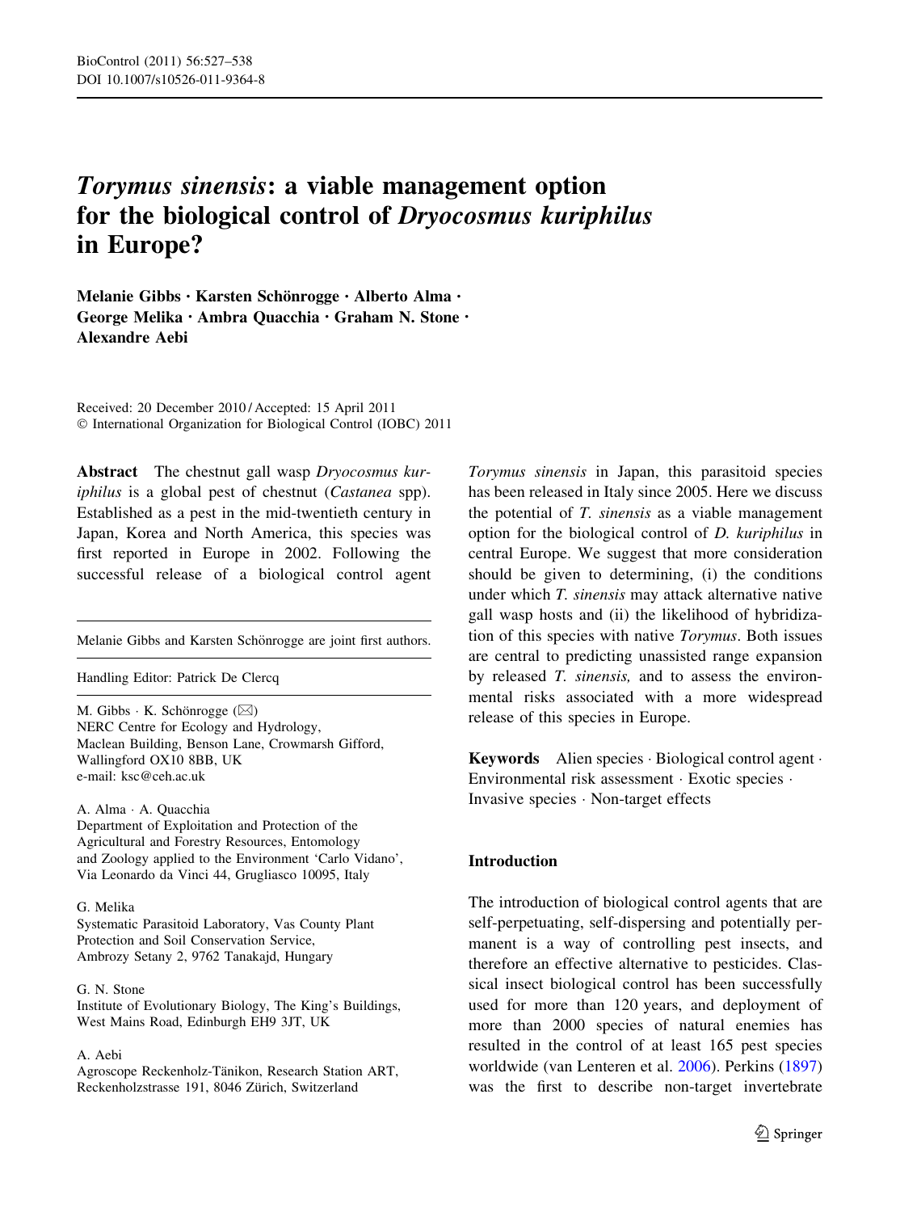# *Torymus sinensis*: a viable management option for the biological control of *Dryocosmus kuriphilus* in Europe?

**Melanie Gibbs · Karsten Schönrogge · Alberto Alma · George Melika · Ambra Quacchia · Graham N. Stone · Alexandre Aebi**

Received: 20 December 2010 / Accepted: 15 April 2011
© International Organization for Biological Control (IOBC) 2011

**Abstract** The chestnut gall wasp *Dryocosmus kuriphilus* is a global pest of chestnut (*Castanea* spp). Established as a pest in the mid-twentieth century in Japan, Korea and North America, this species was first reported in Europe in 2002. Following the successful release of a biological control agent *Torymus sinensis* in Japan, this parasitoid species has been released in Italy since 2005. Here we discuss the potential of *T. sinensis* as a viable management option for the biological control of *D. kuriphilus* in central Europe. We suggest that more consideration should be given to determining, (i) the conditions under which *T. sinensis* may attack alternative native gall wasp hosts and (ii) the likelihood of hybridization of this species with native *Torymus*. Both issues are central to predicting unassisted range expansion by released *T. sinensis,* and to assess the environmental risks associated with a more widespread release of this species in Europe.

**Keywords** Alien species · Biological control agent · Environmental risk assessment · Exotic species · Invasive species · Non-target effects

Melanie Gibbs and Karsten Schönrogge are joint first authors.

Handling Editor: Patrick De Clercq

M. Gibbs · K. Schönrogge (✉)
NERC Centre for Ecology and Hydrology, Maclean Building, Benson Lane, Crowmarsh Gifford, Wallingford OX10 8BB, UK
e-mail: ksc@ceh.ac.uk

A. Alma · A. Quacchia
Department of Exploitation and Protection of the Agricultural and Forestry Resources, Entomology and Zoology applied to the Environment 'Carlo Vidano', Via Leonardo da Vinci 44, Grugliasco 10095, Italy

G. Melika
Systematic Parasitoid Laboratory, Vas County Plant Protection and Soil Conservation Service, Ambrozy Setany 2, 9762 Tanakajd, Hungary

G. N. Stone
Institute of Evolutionary Biology, The King's Buildings, West Mains Road, Edinburgh EH9 3JT, UK

A. Aebi
Agroscope Reckenholz-Tänikon, Research Station ART, Reckenholzstrasse 191, 8046 Zürich, Switzerland

## Introduction

The introduction of biological control agents that are self-perpetuating, self-dispersing and potentially permanent is a way of controlling pest insects, and therefore an effective alternative to pesticides. Classical insect biological control has been successfully used for more than 120 years, and deployment of more than 2000 species of natural enemies has resulted in the control of at least 165 pest species worldwide (van Lenteren et al. 2006). Perkins (1897) was the first to describe non-target invertebrate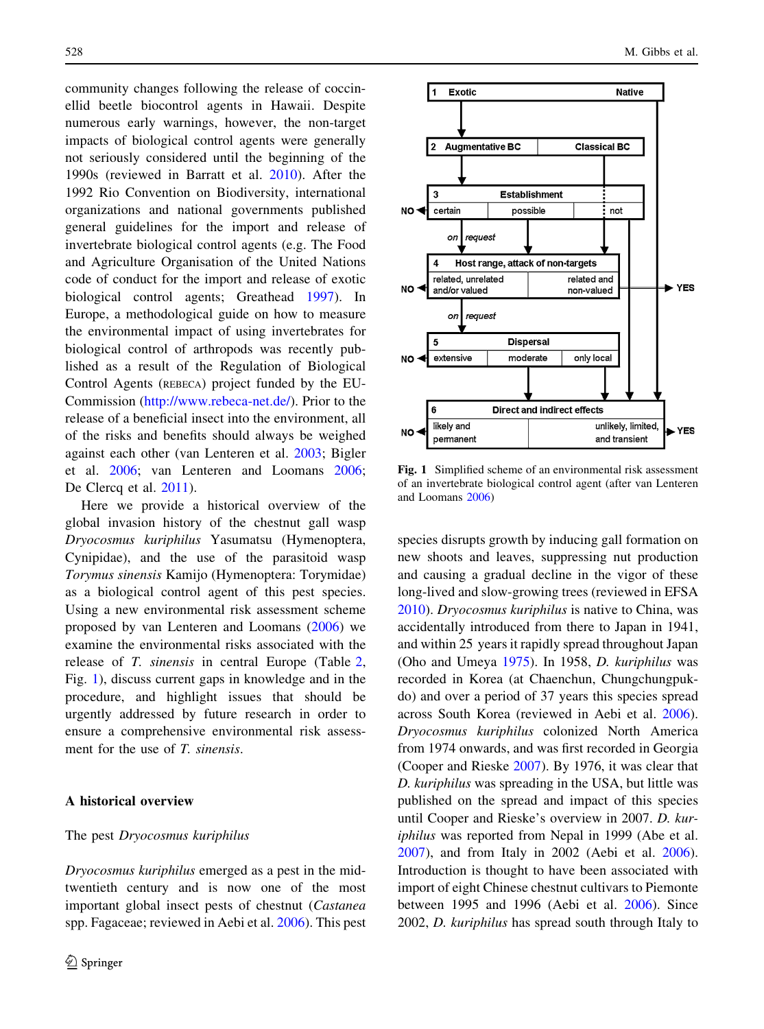community changes following the release of coccinellid beetle biocontrol agents in Hawaii. Despite numerous early warnings, however, the non-target impacts of biological control agents were generally not seriously considered until the beginning of the 1990s (reviewed in Barratt et al. 2010). After the 1992 Rio Convention on Biodiversity, international organizations and national governments published general guidelines for the import and release of invertebrate biological control agents (e.g. The Food and Agriculture Organisation of the United Nations code of conduct for the import and release of exotic biological control agents; Greathead 1997). In Europe, a methodological guide on how to measure the environmental impact of using invertebrates for biological control of arthropods was recently published as a result of the Regulation of Biological Control Agents (REBECA) project funded by the EU-Commission (http://www.rebeca-net.de/). Prior to the release of a beneficial insect into the environment, all of the risks and benefits should always be weighed against each other (van Lenteren et al. 2003; Bigler et al. 2006; van Lenteren and Loomans 2006; De Clercq et al. 2011).

Here we provide a historical overview of the global invasion history of the chestnut gall wasp *Dryocosmus kuriphilus* Yasumatsu (Hymenoptera, Cynipidae), and the use of the parasitoid wasp *Torymus sinensis* Kamijo (Hymenoptera: Torymidae) as a biological control agent of this pest species. Using a new environmental risk assessment scheme proposed by van Lenteren and Loomans (2006) we examine the environmental risks associated with the release of *T. sinensis* in central Europe (Table 2, Fig. 1), discuss current gaps in knowledge and in the procedure, and highlight issues that should be urgently addressed by future research in order to ensure a comprehensive environmental risk assessment for the use of *T. sinensis*.

1 Exotic Native
2 Augmentative BC Classical BC
3 Establishment
certain possible not
on request
4 Host range, attack of non-targets
related, unrelated and/or valued
related and non-valued
on request
5 Dispersal
extensive moderate only local
6 Direct and indirect effects
likely and permanent
unlikely, limited, and transient
NO
NO
NO
NO
YES
YES

Fig. 1 Simplified scheme of an environmental risk assessment of an invertebrate biological control agent (after van Lenteren and Loomans 2006)

## A historical overview

### The pest *Dryocosmus kuriphilus*

*Dryocosmus kuriphilus* emerged as a pest in the mid-twentieth century and is now one of the most important global insect pests of chestnut (*Castanea* spp. Fagaceae; reviewed in Aebi et al. 2006). This pest species disrupts growth by inducing gall formation on new shoots and leaves, suppressing nut production and causing a gradual decline in the vigor of these long-lived and slow-growing trees (reviewed in EFSA 2010). *Dryocosmus kuriphilus* is native to China, was accidentally introduced from there to Japan in 1941, and within 25 years it rapidly spread throughout Japan (Oho and Umeya 1975). In 1958, *D. kuriphilus* was recorded in Korea (at Chaenchun, Chungchungpuk-do) and over a period of 37 years this species spread across South Korea (reviewed in Aebi et al. 2006). *Dryocosmus kuriphilus* colonized North America from 1974 onwards, and was first recorded in Georgia (Cooper and Rieske 2007). By 1976, it was clear that *D. kuriphilus* was spreading in the USA, but little was published on the spread and impact of this species until Cooper and Rieske's overview in 2007. *D. kuriphilus* was reported from Nepal in 1999 (Abe et al. 2007), and from Italy in 2002 (Aebi et al. 2006). Introduction is thought to have been associated with import of eight Chinese chestnut cultivars to Piemonte between 1995 and 1996 (Aebi et al. 2006). Since 2002, *D. kuriphilus* has spread south through Italy to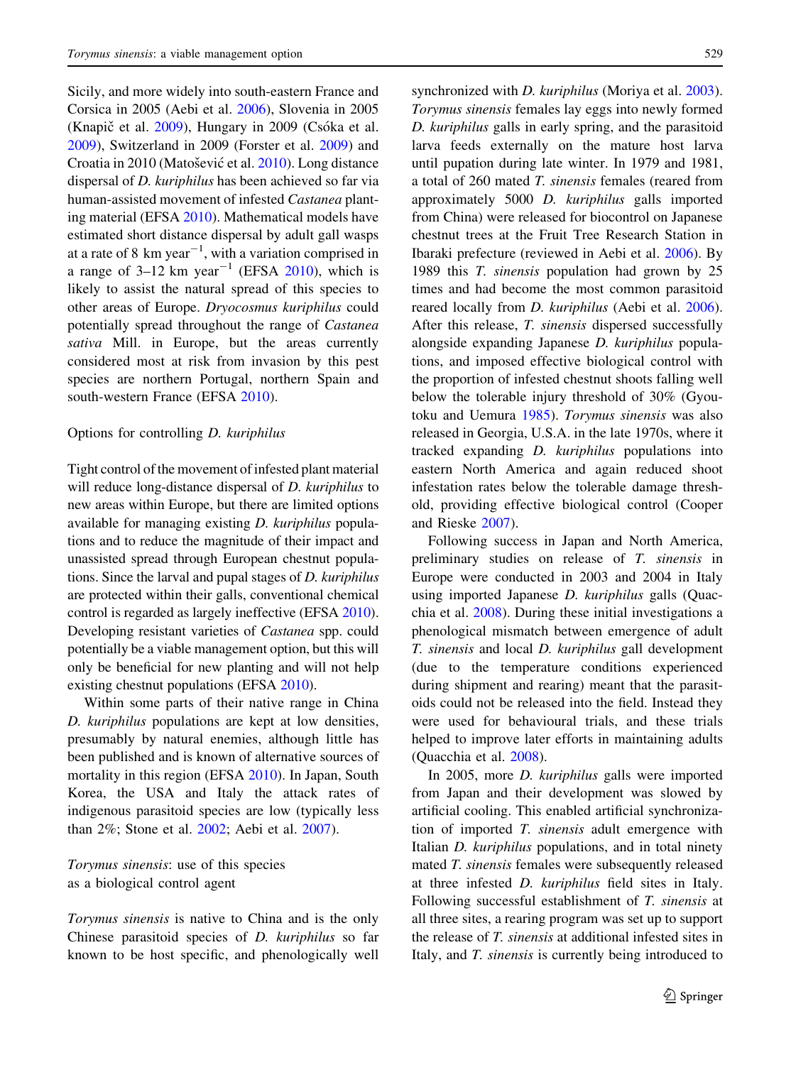Sicily, and more widely into south-eastern France and Corsica in 2005 (Aebi et al. 2006), Slovenia in 2005 (Knapič et al. 2009), Hungary in 2009 (Csóka et al. 2009), Switzerland in 2009 (Forster et al. 2009) and Croatia in 2010 (Matošević et al. 2010). Long distance dispersal of *D. kuriphilus* has been achieved so far via human-assisted movement of infested *Castanea* planting material (EFSA 2010). Mathematical models have estimated short distance dispersal by adult gall wasps at a rate of 8 km year$^{-1}$, with a variation comprised in a range of 3–12 km year$^{-1}$ (EFSA 2010), which is likely to assist the natural spread of this species to other areas of Europe. *Dryocosmus kuriphilus* could potentially spread throughout the range of *Castanea sativa* Mill. in Europe, but the areas currently considered most at risk from invasion by this pest species are northern Portugal, northern Spain and south-western France (EFSA 2010).

## Options for controlling *D. kuriphilus*

Tight control of the movement of infested plant material will reduce long-distance dispersal of *D. kuriphilus* to new areas within Europe, but there are limited options available for managing existing *D. kuriphilus* populations and to reduce the magnitude of their impact and unassisted spread through European chestnut populations. Since the larval and pupal stages of *D. kuriphilus* are protected within their galls, conventional chemical control is regarded as largely ineffective (EFSA 2010). Developing resistant varieties of *Castanea* spp. could potentially be a viable management option, but this will only be beneficial for new planting and will not help existing chestnut populations (EFSA 2010).

Within some parts of their native range in China *D. kuriphilus* populations are kept at low densities, presumably by natural enemies, although little has been published and is known of alternative sources of mortality in this region (EFSA 2010). In Japan, South Korea, the USA and Italy the attack rates of indigenous parasitoid species are low (typically less than 2%; Stone et al. 2002; Aebi et al. 2007).

## *Torymus sinensis*: use of this species as a biological control agent

*Torymus sinensis* is native to China and is the only Chinese parasitoid species of *D. kuriphilus* so far known to be host specific, and phenologically well synchronized with *D. kuriphilus* (Moriya et al. 2003). *Torymus sinensis* females lay eggs into newly formed *D. kuriphilus* galls in early spring, and the parasitoid larva feeds externally on the mature host larva until pupation during late winter. In 1979 and 1981, a total of 260 mated *T. sinensis* females (reared from approximately 5000 *D. kuriphilus* galls imported from China) were released for biocontrol on Japanese chestnut trees at the Fruit Tree Research Station in Ibaraki prefecture (reviewed in Aebi et al. 2006). By 1989 this *T. sinensis* population had grown by 25 times and had become the most common parasitoid reared locally from *D. kuriphilus* (Aebi et al. 2006). After this release, *T. sinensis* dispersed successfully alongside expanding Japanese *D. kuriphilus* populations, and imposed effective biological control with the proportion of infested chestnut shoots falling well below the tolerable injury threshold of 30% (Gyoutoku and Uemura 1985). *Torymus sinensis* was also released in Georgia, U.S.A. in the late 1970s, where it tracked expanding *D. kuriphilus* populations into eastern North America and again reduced shoot infestation rates below the tolerable damage threshold, providing effective biological control (Cooper and Rieske 2007).

Following success in Japan and North America, preliminary studies on release of *T. sinensis* in Europe were conducted in 2003 and 2004 in Italy using imported Japanese *D. kuriphilus* galls (Quacchia et al. 2008). During these initial investigations a phenological mismatch between emergence of adult *T. sinensis* and local *D. kuriphilus* gall development (due to the temperature conditions experienced during shipment and rearing) meant that the parasitoids could not be released into the field. Instead they were used for behavioural trials, and these trials helped to improve later efforts in maintaining adults (Quacchia et al. 2008).

In 2005, more *D. kuriphilus* galls were imported from Japan and their development was slowed by artificial cooling. This enabled artificial synchronization of imported *T. sinensis* adult emergence with Italian *D. kuriphilus* populations, and in total ninety mated *T. sinensis* females were subsequently released at three infested *D. kuriphilus* field sites in Italy. Following successful establishment of *T. sinensis* at all three sites, a rearing program was set up to support the release of *T. sinensis* at additional infested sites in Italy, and *T. sinensis* is currently being introduced to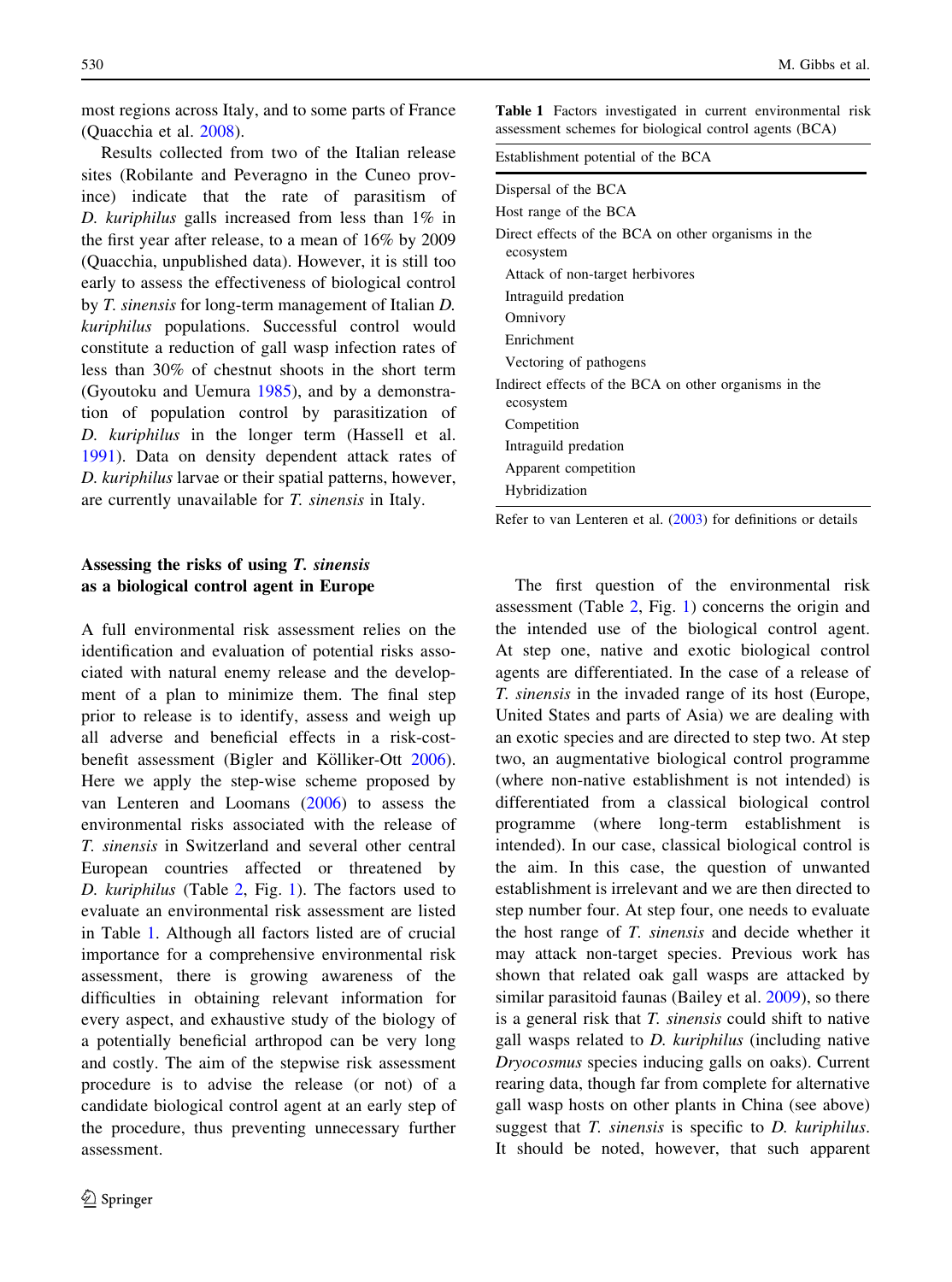most regions across Italy, and to some parts of France (Quacchia et al. 2008).

Results collected from two of the Italian release sites (Robilante and Peveragno in the Cuneo province) indicate that the rate of parasitism of *D. kuriphilus* galls increased from less than 1% in the first year after release, to a mean of 16% by 2009 (Quacchia, unpublished data). However, it is still too early to assess the effectiveness of biological control by *T. sinensis* for long-term management of Italian *D. kuriphilus* populations. Successful control would constitute a reduction of gall wasp infection rates of less than 30% of chestnut shoots in the short term (Gyoutoku and Uemura 1985), and by a demonstration of population control by parasitization of *D. kuriphilus* in the longer term (Hassell et al. 1991). Data on density dependent attack rates of *D. kuriphilus* larvae or their spatial patterns, however, are currently unavailable for *T. sinensis* in Italy.

## Assessing the risks of using *T. sinensis* as a biological control agent in Europe

A full environmental risk assessment relies on the identification and evaluation of potential risks associated with natural enemy release and the development of a plan to minimize them. The final step prior to release is to identify, assess and weigh up all adverse and beneficial effects in a risk-cost-benefit assessment (Bigler and Kölliker-Ott 2006). Here we apply the step-wise scheme proposed by van Lenteren and Loomans (2006) to assess the environmental risks associated with the release of *T. sinensis* in Switzerland and several other central European countries affected or threatened by *D. kuriphilus* (Table 2, Fig. 1). The factors used to evaluate an environmental risk assessment are listed in Table 1. Although all factors listed are of crucial importance for a comprehensive environmental risk assessment, there is growing awareness of the difficulties in obtaining relevant information for every aspect, and exhaustive study of the biology of a potentially beneficial arthropod can be very long and costly. The aim of the stepwise risk assessment procedure is to advise the release (or not) of a candidate biological control agent at an early step of the procedure, thus preventing unnecessary further assessment.

**Table 1** Factors investigated in current environmental risk assessment schemes for biological control agents (BCA)

| Establishment potential of the BCA |
|---|
| Dispersal of the BCA |
| Host range of the BCA |
| Direct effects of the BCA on other organisms in the ecosystem |
| Attack of non-target herbivores |
| Intraguild predation |
| Omnivory |
| Enrichment |
| Vectoring of pathogens |
| Indirect effects of the BCA on other organisms in the ecosystem |
| Competition |
| Intraguild predation |
| Apparent competition |
| Hybridization |

Refer to van Lenteren et al. (2003) for definitions or details

The first question of the environmental risk assessment (Table 2, Fig. 1) concerns the origin and the intended use of the biological control agent. At step one, native and exotic biological control agents are differentiated. In the case of a release of *T. sinensis* in the invaded range of its host (Europe, United States and parts of Asia) we are dealing with an exotic species and are directed to step two. At step two, an augmentative biological control programme (where non-native establishment is not intended) is differentiated from a classical biological control programme (where long-term establishment is intended). In our case, classical biological control is the aim. In this case, the question of unwanted establishment is irrelevant and we are then directed to step number four. At step four, one needs to evaluate the host range of *T. sinensis* and decide whether it may attack non-target species. Previous work has shown that related oak gall wasps are attacked by similar parasitoid faunas (Bailey et al. 2009), so there is a general risk that *T. sinensis* could shift to native gall wasps related to *D. kuriphilus* (including native *Dryocosmus* species inducing galls on oaks). Current rearing data, though far from complete for alternative gall wasp hosts on other plants in China (see above) suggest that *T. sinensis* is specific to *D. kuriphilus*. It should be noted, however, that such apparent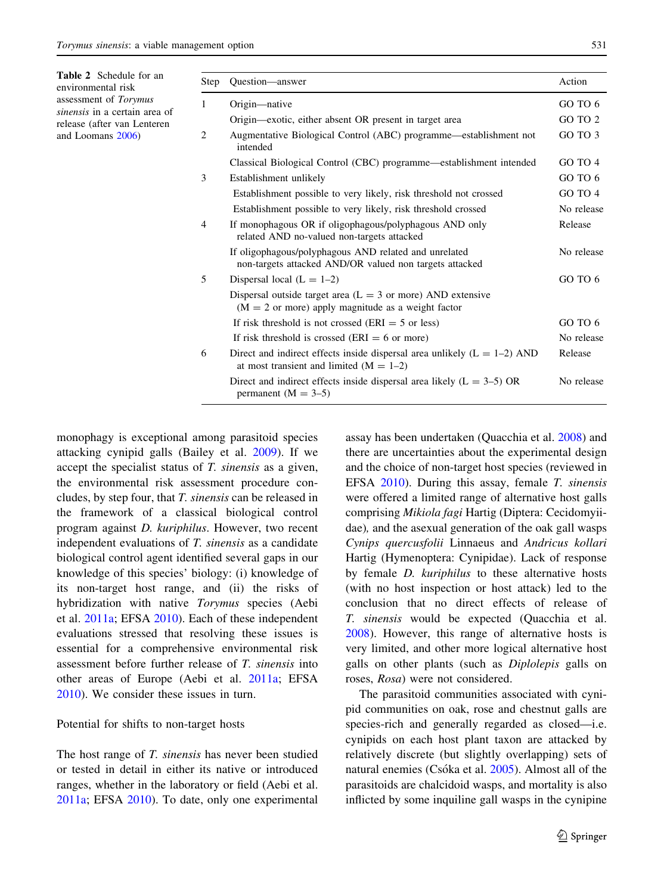**Table 2** Schedule for an environmental risk assessment of *Torymus sinensis* in a certain area of release (after van Lenteren and Loomans 2006)

| Step | Question—answer | Action |
|---|---|---|
| 1 | Origin—native | GO TO 6 |
| | Origin—exotic, either absent OR present in target area | GO TO 2 |
| 2 | Augmentative Biological Control (ABC) programme—establishment not intended | GO TO 3 |
| | Classical Biological Control (CBC) programme—establishment intended | GO TO 4 |
| 3 | Establishment unlikely | GO TO 6 |
| | Establishment possible to very likely, risk threshold not crossed | GO TO 4 |
| | Establishment possible to very likely, risk threshold crossed | No release |
| 4 | If monophagous OR if oligophagous/polyphagous AND only related AND no-valued non-targets attacked | Release |
| | If oligophagous/polyphagous AND related and unrelated non-targets attacked AND/OR valued non targets attacked | No release |
| 5 | Dispersal local (L = 1–2) | GO TO 6 |
| | Dispersal outside target area (L = 3 or more) AND extensive (M = 2 or more) apply magnitude as a weight factor | |
| | If risk threshold is not crossed (ERI = 5 or less) | GO TO 6 |
| | If risk threshold is crossed (ERI = 6 or more) | No release |
| 6 | Direct and indirect effects inside dispersal area unlikely (L = 1–2) AND at most transient and limited (M = 1–2) | Release |
| | Direct and indirect effects inside dispersal area likely (L = 3–5) OR permanent (M = 3–5) | No release |

monophagy is exceptional among parasitoid species attacking cynipid galls (Bailey et al. 2009). If we accept the specialist status of *T. sinensis* as a given, the environmental risk assessment procedure concludes, by step four, that *T. sinensis* can be released in the framework of a classical biological control program against *D. kuriphilus*. However, two recent independent evaluations of *T. sinensis* as a candidate biological control agent identified several gaps in our knowledge of this species' biology: (i) knowledge of its non-target host range, and (ii) the risks of hybridization with native *Torymus* species (Aebi et al. 2011a; EFSA 2010). Each of these independent evaluations stressed that resolving these issues is essential for a comprehensive environmental risk assessment before further release of *T. sinensis* into other areas of Europe (Aebi et al. 2011a; EFSA 2010). We consider these issues in turn.

## Potential for shifts to non-target hosts

The host range of *T. sinensis* has never been studied or tested in detail in either its native or introduced ranges, whether in the laboratory or field (Aebi et al. 2011a; EFSA 2010). To date, only one experimental assay has been undertaken (Quacchia et al. 2008) and there are uncertainties about the experimental design and the choice of non-target host species (reviewed in EFSA 2010). During this assay, female *T. sinensis* were offered a limited range of alternative host galls comprising *Mikiola fagi* Hartig (Diptera: Cecidomyiidae), and the asexual generation of the oak gall wasps *Cynips quercusfolii* Linnaeus and *Andricus kollari* Hartig (Hymenoptera: Cynipidae). Lack of response by female *D. kuriphilus* to these alternative hosts (with no host inspection or host attack) led to the conclusion that no direct effects of release of *T. sinensis* would be expected (Quacchia et al. 2008). However, this range of alternative hosts is very limited, and other more logical alternative host galls on other plants (such as *Diplolepis* galls on roses, *Rosa*) were not considered.

The parasitoid communities associated with cynipid communities on oak, rose and chestnut galls are species-rich and generally regarded as closed—i.e. cynipids on each host plant taxon are attacked by relatively discrete (but slightly overlapping) sets of natural enemies (Csóka et al. 2005). Almost all of the parasitoids are chalcidoid wasps, and mortality is also inflicted by some inquiline gall wasps in the cynipine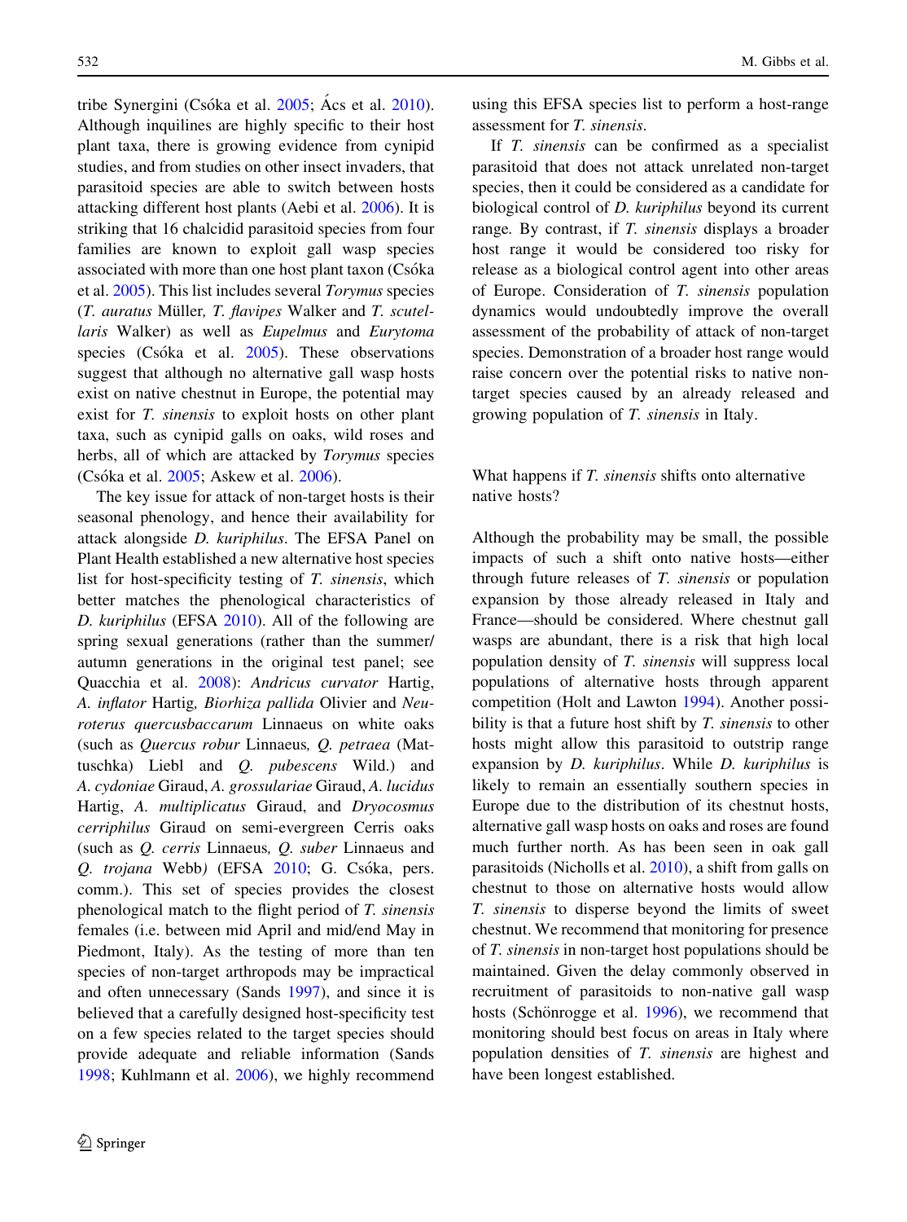tribe Synergini (Csóka et al. 2005; Ács et al. 2010). Although inquilines are highly specific to their host plant taxa, there is growing evidence from cynipid studies, and from studies on other insect invaders, that parasitoid species are able to switch between hosts attacking different host plants (Aebi et al. 2006). It is striking that 16 chalcidid parasitoid species from four families are known to exploit gall wasp species associated with more than one host plant taxon (Csóka et al. 2005). This list includes several *Torymus* species (*T. auratus* Müller, *T. flavipes* Walker and *T. scutellaris* Walker) as well as *Eupelmus* and *Eurytoma* species (Csóka et al. 2005). These observations suggest that although no alternative gall wasp hosts exist on native chestnut in Europe, the potential may exist for *T. sinensis* to exploit hosts on other plant taxa, such as cynipid galls on oaks, wild roses and herbs, all of which are attacked by *Torymus* species (Csóka et al. 2005; Askew et al. 2006).

The key issue for attack of non-target hosts is their seasonal phenology, and hence their availability for attack alongside *D. kuriphilus*. The EFSA Panel on Plant Health established a new alternative host species list for host-specificity testing of *T. sinensis*, which better matches the phenological characteristics of *D. kuriphilus* (EFSA 2010). All of the following are spring sexual generations (rather than the summer/autumn generations in the original test panel; see Quacchia et al. 2008): *Andricus curvator* Hartig, *A. inflator* Hartig, *Biorhiza pallida* Olivier and *Neuroterus quercusbaccarum* Linnaeus on white oaks (such as *Quercus robur* Linnaeus, *Q. petraea* (Mattuschka) Liebl and *Q. pubescens* Wild.) and *A. cydoniae* Giraud, *A. grossulariae* Giraud, *A. lucidus* Hartig, *A. multiplicatus* Giraud, and *Dryocosmus cerriphilus* Giraud on semi-evergreen Cerris oaks (such as *Q. cerris* Linnaeus, *Q. suber* Linnaeus and *Q. trojana* Webb) (EFSA 2010; G. Csóka, pers. comm.). This set of species provides the closest phenological match to the flight period of *T. sinensis* females (i.e. between mid April and mid/end May in Piedmont, Italy). As the testing of more than ten species of non-target arthropods may be impractical and often unnecessary (Sands 1997), and since it is believed that a carefully designed host-specificity test on a few species related to the target species should provide adequate and reliable information (Sands 1998; Kuhlmann et al. 2006), we highly recommend using this EFSA species list to perform a host-range assessment for *T. sinensis*.

If *T. sinensis* can be confirmed as a specialist parasitoid that does not attack unrelated non-target species, then it could be considered as a candidate for biological control of *D. kuriphilus* beyond its current range. By contrast, if *T. sinensis* displays a broader host range it would be considered too risky for release as a biological control agent into other areas of Europe. Consideration of *T. sinensis* population dynamics would undoubtedly improve the overall assessment of the probability of attack of non-target species. Demonstration of a broader host range would raise concern over the potential risks to native non-target species caused by an already released and growing population of *T. sinensis* in Italy.

## What happens if *T. sinensis* shifts onto alternative native hosts?

Although the probability may be small, the possible impacts of such a shift onto native hosts—either through future releases of *T. sinensis* or population expansion by those already released in Italy and France—should be considered. Where chestnut gall wasps are abundant, there is a risk that high local population density of *T. sinensis* will suppress local populations of alternative hosts through apparent competition (Holt and Lawton 1994). Another possibility is that a future host shift by *T. sinensis* to other hosts might allow this parasitoid to outstrip range expansion by *D. kuriphilus*. While *D. kuriphilus* is likely to remain an essentially southern species in Europe due to the distribution of its chestnut hosts, alternative gall wasp hosts on oaks and roses are found much further north. As has been seen in oak gall parasitoids (Nicholls et al. 2010), a shift from galls on chestnut to those on alternative hosts would allow *T. sinensis* to disperse beyond the limits of sweet chestnut. We recommend that monitoring for presence of *T. sinensis* in non-target host populations should be maintained. Given the delay commonly observed in recruitment of parasitoids to non-native gall wasp hosts (Schönrogge et al. 1996), we recommend that monitoring should best focus on areas in Italy where population densities of *T. sinensis* are highest and have been longest established.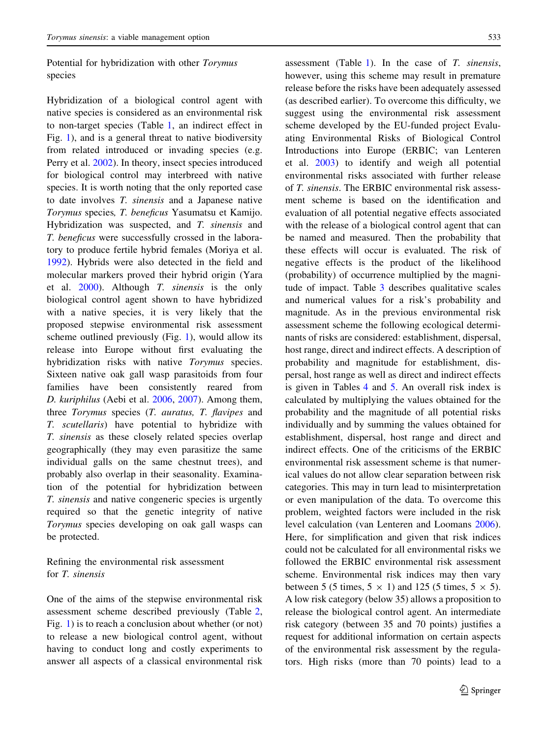## Potential for hybridization with other *Torymus* species

Hybridization of a biological control agent with native species is considered as an environmental risk to non-target species (Table 1, an indirect effect in Fig. 1), and is a general threat to native biodiversity from related introduced or invading species (e.g. Perry et al. 2002). In theory, insect species introduced for biological control may interbreed with native species. It is worth noting that the only reported case to date involves *T. sinensis* and a Japanese native *Torymus* species, *T. beneficus* Yasumatsu et Kamijo. Hybridization was suspected, and *T. sinensis* and *T. beneficus* were successfully crossed in the laboratory to produce fertile hybrid females (Moriya et al. 1992). Hybrids were also detected in the field and molecular markers proved their hybrid origin (Yara et al. 2000). Although *T. sinensis* is the only biological control agent shown to have hybridized with a native species, it is very likely that the proposed stepwise environmental risk assessment scheme outlined previously (Fig. 1), would allow its release into Europe without first evaluating the hybridization risks with native *Torymus* species. Sixteen native oak gall wasp parasitoids from four families have been consistently reared from *D. kuriphilus* (Aebi et al. 2006, 2007). Among them, three *Torymus* species (*T. auratus, T. flavipes* and *T. scutellaris*) have potential to hybridize with *T. sinensis* as these closely related species overlap geographically (they may even parasitize the same individual galls on the same chestnut trees), and probably also overlap in their seasonality. Examination of the potential for hybridization between *T. sinensis* and native congeneric species is urgently required so that the genetic integrity of native *Torymus* species developing on oak gall wasps can be protected.

## Refining the environmental risk assessment for *T. sinensis*

One of the aims of the stepwise environmental risk assessment scheme described previously (Table 2, Fig. 1) is to reach a conclusion about whether (or not) to release a new biological control agent, without having to conduct long and costly experiments to answer all aspects of a classical environmental risk assessment (Table 1). In the case of *T. sinensis*, however, using this scheme may result in premature release before the risks have been adequately assessed (as described earlier). To overcome this difficulty, we suggest using the environmental risk assessment scheme developed by the EU-funded project Evaluating Environmental Risks of Biological Control Introductions into Europe (ERBIC; van Lenteren et al. 2003) to identify and weigh all potential environmental risks associated with further release of *T. sinensis*. The ERBIC environmental risk assessment scheme is based on the identification and evaluation of all potential negative effects associated with the release of a biological control agent that can be named and measured. Then the probability that these effects will occur is evaluated. The risk of negative effects is the product of the likelihood (probability) of occurrence multiplied by the magnitude of impact. Table 3 describes qualitative scales and numerical values for a risk's probability and magnitude. As in the previous environmental risk assessment scheme the following ecological determinants of risks are considered: establishment, dispersal, host range, direct and indirect effects. A description of probability and magnitude for establishment, dispersal, host range as well as direct and indirect effects is given in Tables 4 and 5. An overall risk index is calculated by multiplying the values obtained for the probability and the magnitude of all potential risks individually and by summing the values obtained for establishment, dispersal, host range and direct and indirect effects. One of the criticisms of the ERBIC environmental risk assessment scheme is that numerical values do not allow clear separation between risk categories. This may in turn lead to misinterpretation or even manipulation of the data. To overcome this problem, weighted factors were included in the risk level calculation (van Lenteren and Loomans 2006). Here, for simplification and given that risk indices could not be calculated for all environmental risks we followed the ERBIC environmental risk assessment scheme. Environmental risk indices may then vary between 5 (5 times, $5 \times 1$) and 125 (5 times, $5 \times 5$). A low risk category (below 35) allows a proposition to release the biological control agent. An intermediate risk category (between 35 and 70 points) justifies a request for additional information on certain aspects of the environmental risk assessment by the regulators. High risks (more than 70 points) lead to a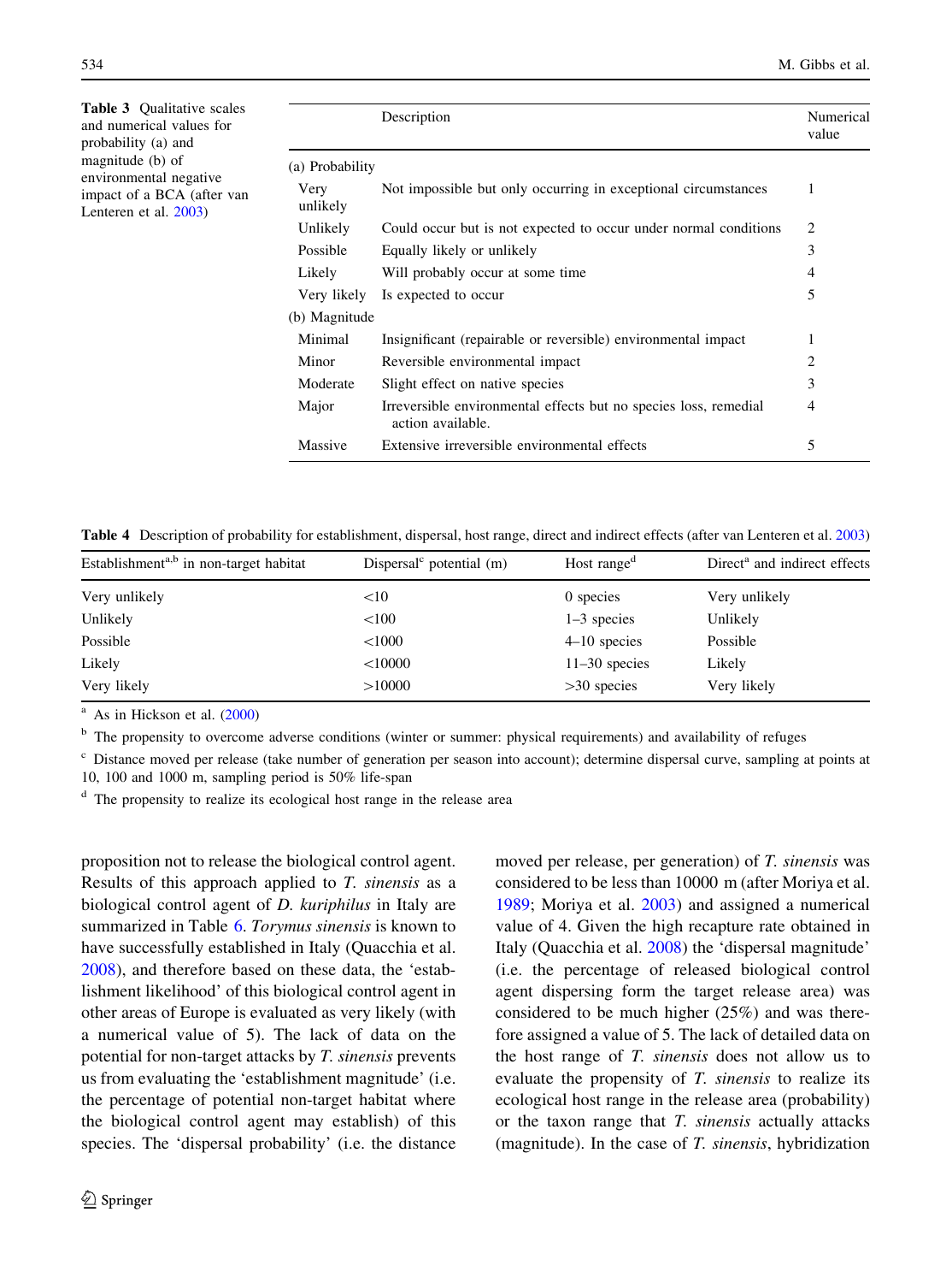**Table 3** Qualitative scales and numerical values for probability (a) and magnitude (b) of environmental negative impact of a BCA (after van Lenteren et al. 2003)

| | Description | Numerical value |
|---|---|---|
| (a) Probability | | |
| Very unlikely | Not impossible but only occurring in exceptional circumstances | 1 |
| Unlikely | Could occur but is not expected to occur under normal conditions | 2 |
| Possible | Equally likely or unlikely | 3 |
| Likely | Will probably occur at some time | 4 |
| Very likely | Is expected to occur | 5 |
| (b) Magnitude | | |
| Minimal | Insignificant (repairable or reversible) environmental impact | 1 |
| Minor | Reversible environmental impact | 2 |
| Moderate | Slight effect on native species | 3 |
| Major | Irreversible environmental effects but no species loss, remedial action available. | 4 |
| Massive | Extensive irreversible environmental effects | 5 |

**Table 4** Description of probability for establishment, dispersal, host range, direct and indirect effects (after van Lenteren et al. 2003)

| Establishment[a,b] in non-target habitat | Dispersal[c] potential (m) | Host range[d] | Direct[a] and indirect effects |
|---|---|---|---|
| Very unlikely | <10 | 0 species | Very unlikely |
| Unlikely | <100 | 1–3 species | Unlikely |
| Possible | <1000 | 4–10 species | Possible |
| Likely | <10000 | 11–30 species | Likely |
| Very likely | >10000 | >30 species | Very likely |

[a] As in Hickson et al. (2000)

[b] The propensity to overcome adverse conditions (winter or summer: physical requirements) and availability of refuges

[c] Distance moved per release (take number of generation per season into account); determine dispersal curve, sampling at points at 10, 100 and 1000 m, sampling period is 50% life-span

[d] The propensity to realize its ecological host range in the release area

proposition not to release the biological control agent. Results of this approach applied to *T. sinensis* as a biological control agent of *D. kuriphilus* in Italy are summarized in Table 6. *Torymus sinensis* is known to have successfully established in Italy (Quacchia et al. 2008), and therefore based on these data, the 'establishment likelihood' of this biological control agent in other areas of Europe is evaluated as very likely (with a numerical value of 5). The lack of data on the potential for non-target attacks by *T. sinensis* prevents us from evaluating the 'establishment magnitude' (i.e. the percentage of potential non-target habitat where the biological control agent may establish) of this species. The 'dispersal probability' (i.e. the distance moved per release, per generation) of *T. sinensis* was considered to be less than 10000 m (after Moriya et al. 1989; Moriya et al. 2003) and assigned a numerical value of 4. Given the high recapture rate obtained in Italy (Quacchia et al. 2008) the 'dispersal magnitude' (i.e. the percentage of released biological control agent dispersing form the target release area) was considered to be much higher (25%) and was therefore assigned a value of 5. The lack of detailed data on the host range of *T. sinensis* does not allow us to evaluate the propensity of *T. sinensis* to realize its ecological host range in the release area (probability) or the taxon range that *T. sinensis* actually attacks (magnitude). In the case of *T. sinensis*, hybridization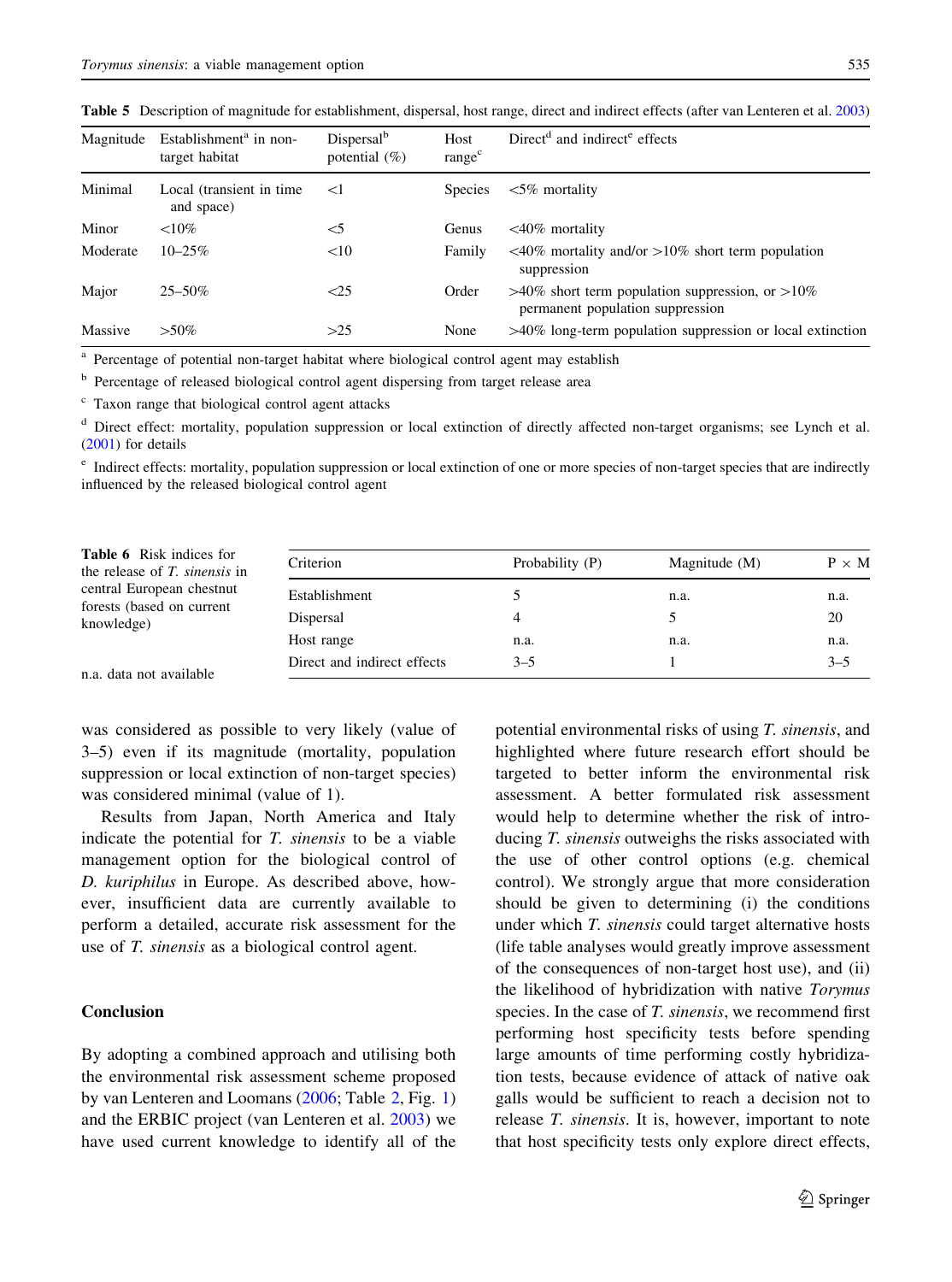**Table 5** Description of magnitude for establishment, dispersal, host range, direct and indirect effects (after van Lenteren et al. 2003)

| Magnitude | Establishment[a] in non-target habitat | Dispersal[b] potential (%) | Host range[c] | Direct[d] and indirect[e] effects |
|---|---|---|---|---|
| Minimal | Local (transient in time and space) | <1 | Species | <5% mortality |
| Minor | <10% | <5 | Genus | <40% mortality |
| Moderate | 10–25% | <10 | Family | <40% mortality and/or >10% short term population suppression |
| Major | 25–50% | <25 | Order | >40% short term population suppression, or >10% permanent population suppression |
| Massive | >50% | >25 | None | >40% long-term population suppression or local extinction |

[a] Percentage of potential non-target habitat where biological control agent may establish

[b] Percentage of released biological control agent dispersing from target release area

[c] Taxon range that biological control agent attacks

[d] Direct effect: mortality, population suppression or local extinction of directly affected non-target organisms; see Lynch et al. (2001) for details

[e] Indirect effects: mortality, population suppression or local extinction of one or more species of non-target species that are indirectly influenced by the released biological control agent

**Table 6** Risk indices for the release of *T. sinensis* in central European chestnut forests (based on current knowledge)

| Criterion | Probability (P) | Magnitude (M) | P × M |
|---|---|---|---|
| Establishment | 5 | n.a. | n.a. |
| Dispersal | 4 | 5 | 20 |
| Host range | n.a. | n.a. | n.a. |
| Direct and indirect effects | 3–5 | 1 | 3–5 |

n.a. data not available

was considered as possible to very likely (value of 3–5) even if its magnitude (mortality, population suppression or local extinction of non-target species) was considered minimal (value of 1).

Results from Japan, North America and Italy indicate the potential for *T. sinensis* to be a viable management option for the biological control of *D. kuriphilus* in Europe. As described above, however, insufficient data are currently available to perform a detailed, accurate risk assessment for the use of *T. sinensis* as a biological control agent.

## Conclusion

By adopting a combined approach and utilising both the environmental risk assessment scheme proposed by van Lenteren and Loomans (2006; Table 2, Fig. 1) and the ERBIC project (van Lenteren et al. 2003) we have used current knowledge to identify all of the potential environmental risks of using *T. sinensis*, and highlighted where future research effort should be targeted to better inform the environmental risk assessment. A better formulated risk assessment would help to determine whether the risk of introducing *T. sinensis* outweighs the risks associated with the use of other control options (e.g. chemical control). We strongly argue that more consideration should be given to determining (i) the conditions under which *T. sinensis* could target alternative hosts (life table analyses would greatly improve assessment of the consequences of non-target host use), and (ii) the likelihood of hybridization with native *Torymus* species. In the case of *T. sinensis*, we recommend first performing host specificity tests before spending large amounts of time performing costly hybridization tests, because evidence of attack of native oak galls would be sufficient to reach a decision not to release *T. sinensis*. It is, however, important to note that host specificity tests only explore direct effects,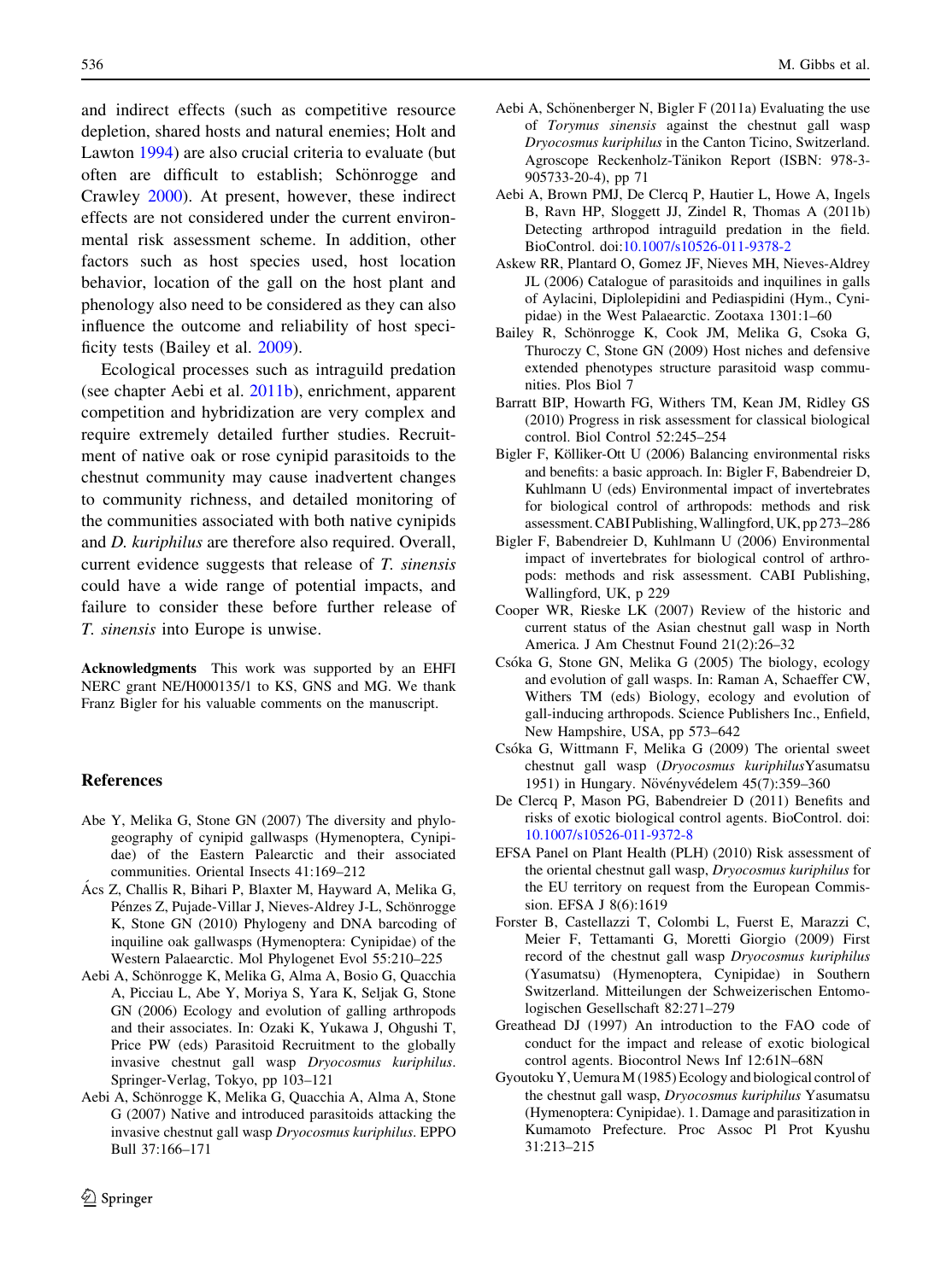and indirect effects (such as competitive resource depletion, shared hosts and natural enemies; Holt and Lawton 1994) are also crucial criteria to evaluate (but often are difficult to establish; Schönrogge and Crawley 2000). At present, however, these indirect effects are not considered under the current environmental risk assessment scheme. In addition, other factors such as host species used, host location behavior, location of the gall on the host plant and phenology also need to be considered as they can also influence the outcome and reliability of host specificity tests (Bailey et al. 2009).

Ecological processes such as intraguild predation (see chapter Aebi et al. 2011b), enrichment, apparent competition and hybridization are very complex and require extremely detailed further studies. Recruitment of native oak or rose cynipid parasitoids to the chestnut community may cause inadvertent changes to community richness, and detailed monitoring of the communities associated with both native cynipids and *D. kuriphilus* are therefore also required. Overall, current evidence suggests that release of *T. sinensis* could have a wide range of potential impacts, and failure to consider these before further release of *T. sinensis* into Europe is unwise.

**Acknowledgments** This work was supported by an EHFI NERC grant NE/H000135/1 to KS, GNS and MG. We thank Franz Bigler for his valuable comments on the manuscript.

## References

Abe Y, Melika G, Stone GN (2007) The diversity and phylogeography of cynipid gallwasps (Hymenoptera, Cynipidae) of the Eastern Palearctic and their associated communities. Oriental Insects 41:169–212

Ács Z, Challis R, Bihari P, Blaxter M, Hayward A, Melika G, Pénzes Z, Pujade-Villar J, Nieves-Aldrey J-L, Schönrogge K, Stone GN (2010) Phylogeny and DNA barcoding of inquiline oak gallwasps (Hymenoptera: Cynipidae) of the Western Palaearctic. Mol Phylogenet Evol 55:210–225

Aebi A, Schönrogge K, Melika G, Alma A, Bosio G, Quacchia A, Picciau L, Abe Y, Moriya S, Yara K, Seljak G, Stone GN (2006) Ecology and evolution of galling arthropods and their associates. In: Ozaki K, Yukawa J, Ohgushi T, Price PW (eds) Parasitoid Recruitment to the globally invasive chestnut gall wasp *Dryocosmus kuriphilus*. Springer-Verlag, Tokyo, pp 103–121

Aebi A, Schönrogge K, Melika G, Quacchia A, Alma A, Stone G (2007) Native and introduced parasitoids attacking the invasive chestnut gall wasp *Dryocosmus kuriphilus*. EPPO Bull 37:166–171

Aebi A, Schönenberger N, Bigler F (2011a) Evaluating the use of *Torymus sinensis* against the chestnut gall wasp *Dryocosmus kuriphilus* in the Canton Ticino, Switzerland. Agroscope Reckenholz-Tänikon Report (ISBN: 978-3-905733-20-4), pp 71

Aebi A, Brown PMJ, De Clercq P, Hautier L, Howe A, Ingels B, Ravn HP, Sloggett JJ, Zindel R, Thomas A (2011b) Detecting arthropod intraguild predation in the field. BioControl. doi:10.1007/s10526-011-9378-2

Askew RR, Plantard O, Gomez JF, Nieves MH, Nieves-Aldrey JL (2006) Catalogue of parasitoids and inquilines in galls of Aylacini, Diplolepidini and Pediaspidini (Hym., Cynipidae) in the West Palaearctic. Zootaxa 1301:1–60

Bailey R, Schönrogge K, Cook JM, Melika G, Csoka G, Thuroczy C, Stone GN (2009) Host niches and defensive extended phenotypes structure parasitoid wasp communities. Plos Biol 7

Barratt BIP, Howarth FG, Withers TM, Kean JM, Ridley GS (2010) Progress in risk assessment for classical biological control. Biol Control 52:245–254

Bigler F, Kölliker-Ott U (2006) Balancing environmental risks and benefits: a basic approach. In: Bigler F, Babendreier D, Kuhlmann U (eds) Environmental impact of invertebrates for biological control of arthropods: methods and risk assessment. CABI Publishing, Wallingford, UK, pp 273–286

Bigler F, Babendreier D, Kuhlmann U (2006) Environmental impact of invertebrates for biological control of arthropods: methods and risk assessment. CABI Publishing, Wallingford, UK, p 229

Cooper WR, Rieske LK (2007) Review of the historic and current status of the Asian chestnut gall wasp in North America. J Am Chestnut Found 21(2):26–32

Csóka G, Stone GN, Melika G (2005) The biology, ecology and evolution of gall wasps. In: Raman A, Schaeffer CW, Withers TM (eds) Biology, ecology and evolution of gall-inducing arthropods. Science Publishers Inc., Enfield, New Hampshire, USA, pp 573–642

Csóka G, Wittmann F, Melika G (2009) The oriental sweet chestnut gall wasp (*Dryocosmus kuriphilus*Yasumatsu 1951) in Hungary. Növényvédelem 45(7):359–360

De Clercq P, Mason PG, Babendreier D (2011) Benefits and risks of exotic biological control agents. BioControl. doi:10.1007/s10526-011-9372-8

EFSA Panel on Plant Health (PLH) (2010) Risk assessment of the oriental chestnut gall wasp, *Dryocosmus kuriphilus* for the EU territory on request from the European Commission. EFSA J 8(6):1619

Forster B, Castellazzi T, Colombi L, Fuerst E, Marazzi C, Meier F, Tettamanti G, Moretti Giorgio (2009) First record of the chestnut gall wasp *Dryocosmus kuriphilus* (Yasumatsu) (Hymenoptera, Cynipidae) in Southern Switzerland. Mitteilungen der Schweizerischen Entomologischen Gesellschaft 82:271–279

Greathead DJ (1997) An introduction to the FAO code of conduct for the impact and release of exotic biological control agents. Biocontrol News Inf 12:61N–68N

Gyoutoku Y, Uemura M (1985) Ecology and biological control of the chestnut gall wasp, *Dryocosmus kuriphilus* Yasumatsu (Hymenoptera: Cynipidae). 1. Damage and parasitization in Kumamoto Prefecture. Proc Assoc Pl Prot Kyushu 31:213–215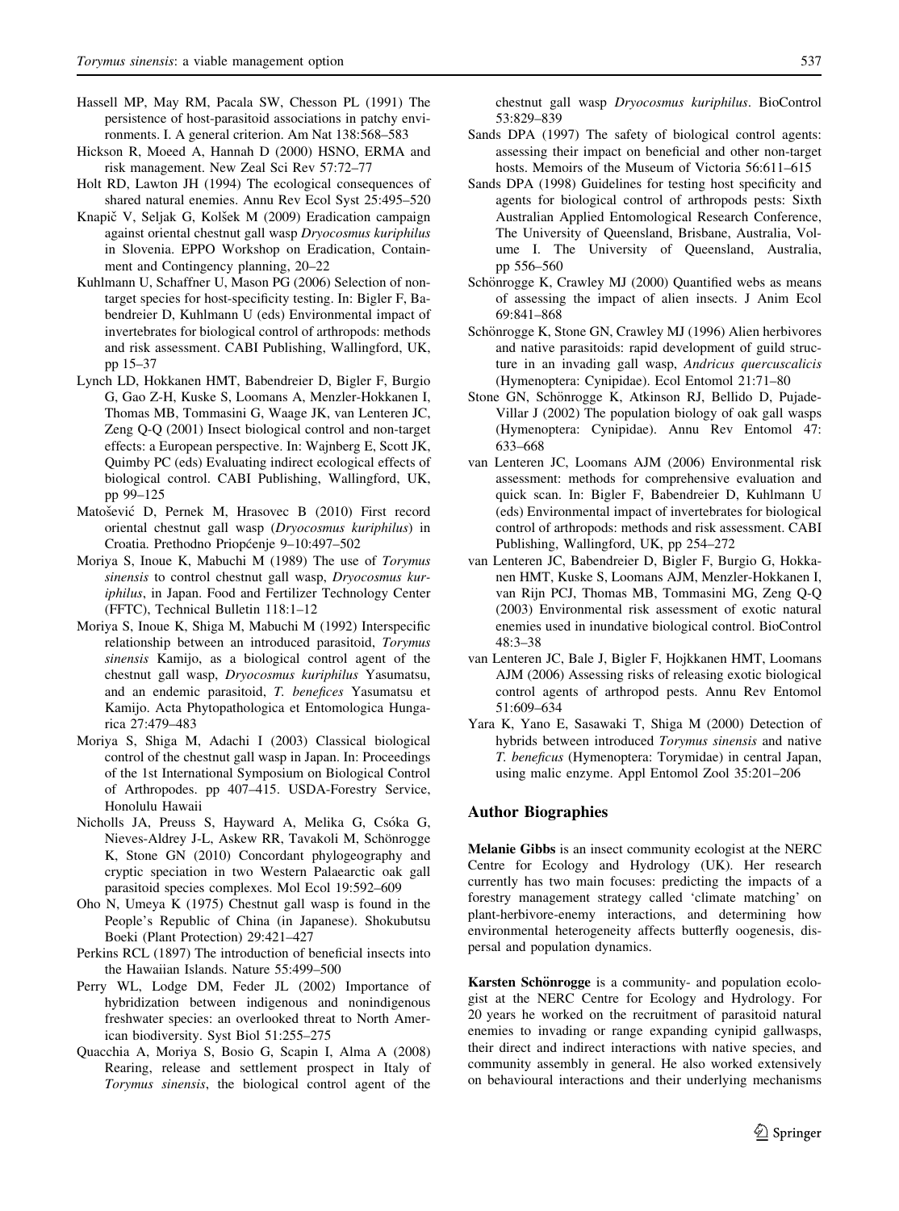Hassell MP, May RM, Pacala SW, Chesson PL (1991) The persistence of host-parasitoid associations in patchy environments. I. A general criterion. Am Nat 138:568–583

Hickson R, Moeed A, Hannah D (2000) HSNO, ERMA and risk management. New Zeal Sci Rev 57:72–77

Holt RD, Lawton JH (1994) The ecological consequences of shared natural enemies. Annu Rev Ecol Syst 25:495–520

Knapič V, Seljak G, Kolšek M (2009) Eradication campaign against oriental chestnut gall wasp *Dryocosmus kuriphilus* in Slovenia. EPPO Workshop on Eradication, Containment and Contingency planning, 20–22

Kuhlmann U, Schaffner U, Mason PG (2006) Selection of non-target species for host-specificity testing. In: Bigler F, Babendreier D, Kuhlmann U (eds) Environmental impact of invertebrates for biological control of arthropods: methods and risk assessment. CABI Publishing, Wallingford, UK, pp 15–37

Lynch LD, Hokkanen HMT, Babendreier D, Bigler F, Burgio G, Gao Z-H, Kuske S, Loomans A, Menzler-Hokkanen I, Thomas MB, Tommasini G, Waage JK, van Lenteren JC, Zeng Q-Q (2001) Insect biological control and non-target effects: a European perspective. In: Wajnberg E, Scott JK, Quimby PC (eds) Evaluating indirect ecological effects of biological control. CABI Publishing, Wallingford, UK, pp 99–125

Matošević D, Pernek M, Hrasovec B (2010) First record oriental chestnut gall wasp (*Dryocosmus kuriphilus*) in Croatia. Prethodno Priopćenje 9–10:497–502

Moriya S, Inoue K, Mabuchi M (1989) The use of *Torymus sinensis* to control chestnut gall wasp, *Dryocosmus kuriphilus*, in Japan. Food and Fertilizer Technology Center (FFTC), Technical Bulletin 118:1–12

Moriya S, Inoue K, Shiga M, Mabuchi M (1992) Interspecific relationship between an introduced parasitoid, *Torymus sinensis* Kamijo, as a biological control agent of the chestnut gall wasp, *Dryocosmus kuriphilus* Yasumatsu, and an endemic parasitoid, *T. benefices* Yasumatsu et Kamijo. Acta Phytopathologica et Entomologica Hungarica 27:479–483

Moriya S, Shiga M, Adachi I (2003) Classical biological control of the chestnut gall wasp in Japan. In: Proceedings of the 1st International Symposium on Biological Control of Arthropodes. pp 407–415. USDA-Forestry Service, Honolulu Hawaii

Nicholls JA, Preuss S, Hayward A, Melika G, Csóka G, Nieves-Aldrey J-L, Askew RR, Tavakoli M, Schönrogge K, Stone GN (2010) Concordant phylogeography and cryptic speciation in two Western Palaearctic oak gall parasitoid species complexes. Mol Ecol 19:592–609

Oho N, Umeya K (1975) Chestnut gall wasp is found in the People's Republic of China (in Japanese). Shokubutsu Boeki (Plant Protection) 29:421–427

Perkins RCL (1897) The introduction of beneficial insects into the Hawaiian Islands. Nature 55:499–500

Perry WL, Lodge DM, Feder JL (2002) Importance of hybridization between indigenous and nonindigenous freshwater species: an overlooked threat to North American biodiversity. Syst Biol 51:255–275

Quacchia A, Moriya S, Bosio G, Scapin I, Alma A (2008) Rearing, release and settlement prospect in Italy of *Torymus sinensis*, the biological control agent of the chestnut gall wasp *Dryocosmus kuriphilus*. BioControl 53:829–839

Sands DPA (1997) The safety of biological control agents: assessing their impact on beneficial and other non-target hosts. Memoirs of the Museum of Victoria 56:611–615

Sands DPA (1998) Guidelines for testing host specificity and agents for biological control of arthropods pests: Sixth Australian Applied Entomological Research Conference, The University of Queensland, Brisbane, Australia, Volume I. The University of Queensland, Australia, pp 556–560

Schönrogge K, Crawley MJ (2000) Quantified webs as means of assessing the impact of alien insects. J Anim Ecol 69:841–868

Schönrogge K, Stone GN, Crawley MJ (1996) Alien herbivores and native parasitoids: rapid development of guild structure in an invading gall wasp, *Andricus quercuscalicis* (Hymenoptera: Cynipidae). Ecol Entomol 21:71–80

Stone GN, Schönrogge K, Atkinson RJ, Bellido D, Pujade-Villar J (2002) The population biology of oak gall wasps (Hymenoptera: Cynipidae). Annu Rev Entomol 47: 633–668

van Lenteren JC, Loomans AJM (2006) Environmental risk assessment: methods for comprehensive evaluation and quick scan. In: Bigler F, Babendreier D, Kuhlmann U (eds) Environmental impact of invertebrates for biological control of arthropods: methods and risk assessment. CABI Publishing, Wallingford, UK, pp 254–272

van Lenteren JC, Babendreier D, Bigler F, Burgio G, Hokkanen HMT, Kuske S, Loomans AJM, Menzler-Hokkanen I, van Rijn PCJ, Thomas MB, Tommasini MG, Zeng Q-Q (2003) Environmental risk assessment of exotic natural enemies used in inundative biological control. BioControl 48:3–38

van Lenteren JC, Bale J, Bigler F, Hojkkanen HMT, Loomans AJM (2006) Assessing risks of releasing exotic biological control agents of arthropod pests. Annu Rev Entomol 51:609–634

Yara K, Yano E, Sasawaki T, Shiga M (2000) Detection of hybrids between introduced *Torymus sinensis* and native *T. beneficus* (Hymenoptera: Torymidae) in central Japan, using malic enzyme. Appl Entomol Zool 35:201–206

## Author Biographies

**Melanie Gibbs** is an insect community ecologist at the NERC Centre for Ecology and Hydrology (UK). Her research currently has two main focuses: predicting the impacts of a forestry management strategy called 'climate matching' on plant-herbivore-enemy interactions, and determining how environmental heterogeneity affects butterfly oogenesis, dispersal and population dynamics.

**Karsten Schönrogge** is a community- and population ecologist at the NERC Centre for Ecology and Hydrology. For 20 years he worked on the recruitment of parasitoid natural enemies to invading or range expanding cynipid gallwasps, their direct and indirect interactions with native species, and community assembly in general. He also worked extensively on behavioural interactions and their underlying mechanisms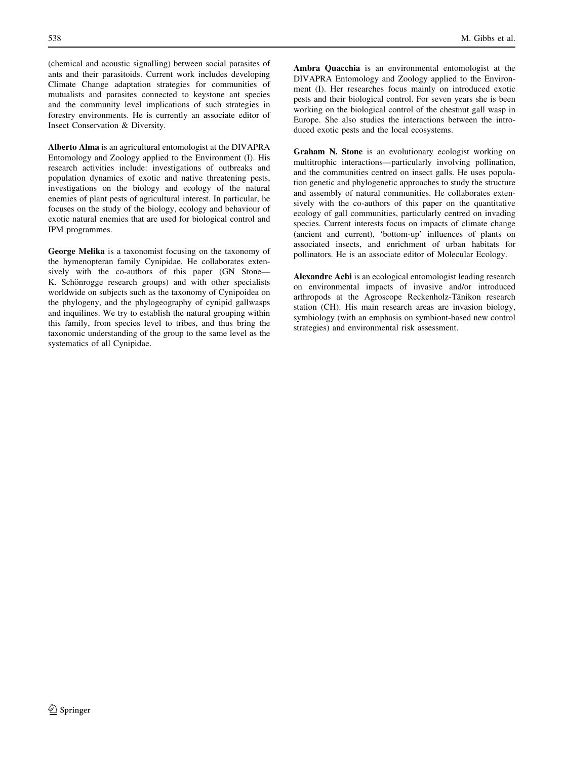(chemical and acoustic signalling) between social parasites of ants and their parasitoids. Current work includes developing Climate Change adaptation strategies for communities of mutualists and parasites connected to keystone ant species and the community level implications of such strategies in forestry environments. He is currently an associate editor of Insect Conservation & Diversity.

**Alberto Alma** is an agricultural entomologist at the DIVAPRA Entomology and Zoology applied to the Environment (I). His research activities include: investigations of outbreaks and population dynamics of exotic and native threatening pests, investigations on the biology and ecology of the natural enemies of plant pests of agricultural interest. In particular, he focuses on the study of the biology, ecology and behaviour of exotic natural enemies that are used for biological control and IPM programmes.

**George Melika** is a taxonomist focusing on the taxonomy of the hymenopteran family Cynipidae. He collaborates extensively with the co-authors of this paper (GN Stone—K. Schönrogge research groups) and with other specialists worldwide on subjects such as the taxonomy of Cynipoidea on the phylogeny, and the phylogeography of cynipid gallwasps and inquilines. We try to establish the natural grouping within this family, from species level to tribes, and thus bring the taxonomic understanding of the group to the same level as the systematics of all Cynipidae.

**Ambra Quacchia** is an environmental entomologist at the DIVAPRA Entomology and Zoology applied to the Environment (I). Her researches focus mainly on introduced exotic pests and their biological control. For seven years she is been working on the biological control of the chestnut gall wasp in Europe. She also studies the interactions between the introduced exotic pests and the local ecosystems.

**Graham N. Stone** is an evolutionary ecologist working on multitrophic interactions—particularly involving pollination, and the communities centred on insect galls. He uses population genetic and phylogenetic approaches to study the structure and assembly of natural communities. He collaborates extensively with the co-authors of this paper on the quantitative ecology of gall communities, particularly centred on invading species. Current interests focus on impacts of climate change (ancient and current), 'bottom-up' influences of plants on associated insects, and enrichment of urban habitats for pollinators. He is an associate editor of Molecular Ecology.

**Alexandre Aebi** is an ecological entomologist leading research on environmental impacts of invasive and/or introduced arthropods at the Agroscope Reckenholz-Tänikon research station (CH). His main research areas are invasion biology, symbiology (with an emphasis on symbiont-based new control strategies) and environmental risk assessment.